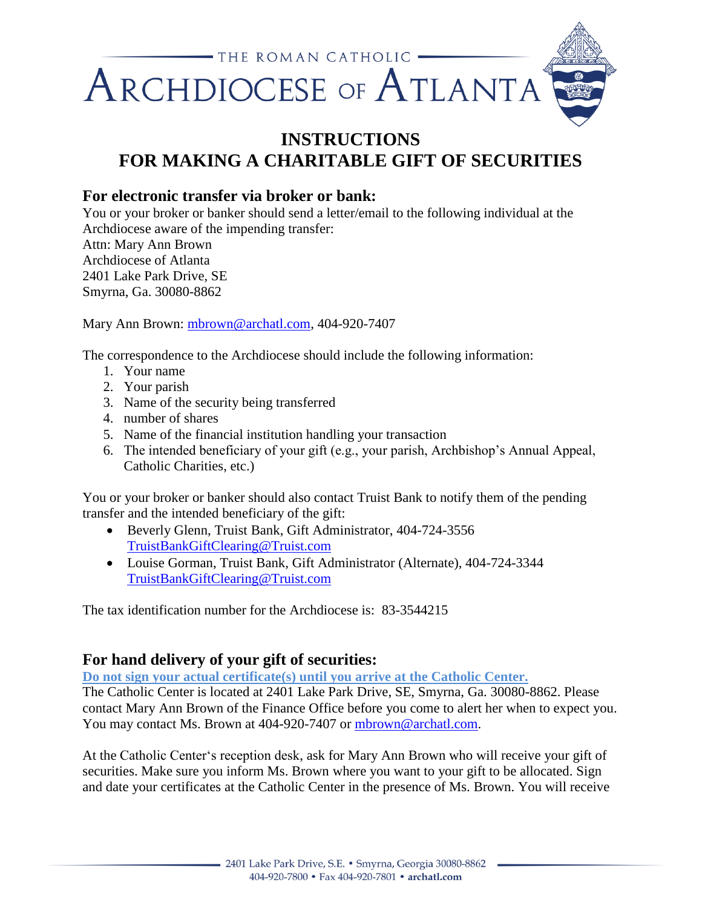THE ROMAN CATHOLIC

ARCHDIOCESE OF ATLANTA

# INSTRUCTIONS
# FOR MAKING A CHARITABLE GIFT OF SECURITIES

## For electronic transfer via broker or bank:

You or your broker or banker should send a letter/email to the following individual at the Archdiocese aware of the impending transfer:
Attn: Mary Ann Brown
Archdiocese of Atlanta
2401 Lake Park Drive, SE
Smyrna, Ga. 30080-8862

Mary Ann Brown: mbrown@archatl.com, 404-920-7407

The correspondence to the Archdiocese should include the following information:

1. Your name
2. Your parish
3. Name of the security being transferred
4. number of shares
5. Name of the financial institution handling your transaction
6. The intended beneficiary of your gift (e.g., your parish, Archbishop's Annual Appeal, Catholic Charities, etc.)

You or your broker or banker should also contact Truist Bank to notify them of the pending transfer and the intended beneficiary of the gift:

- Beverly Glenn, Truist Bank, Gift Administrator, 404-724-3556 TruistBankGiftClearing@Truist.com
- Louise Gorman, Truist Bank, Gift Administrator (Alternate), 404-724-3344 TruistBankGiftClearing@Truist.com

The tax identification number for the Archdiocese is: 83-3544215

## For hand delivery of your gift of securities:

**Do not sign your actual certificate(s) until you arrive at the Catholic Center.**
The Catholic Center is located at 2401 Lake Park Drive, SE, Smyrna, Ga. 30080-8862. Please contact Mary Ann Brown of the Finance Office before you come to alert her when to expect you. You may contact Ms. Brown at 404-920-7407 or mbrown@archatl.com.

At the Catholic Center's reception desk, ask for Mary Ann Brown who will receive your gift of securities. Make sure you inform Ms. Brown where you want to your gift to be allocated. Sign and date your certificates at the Catholic Center in the presence of Ms. Brown. You will receive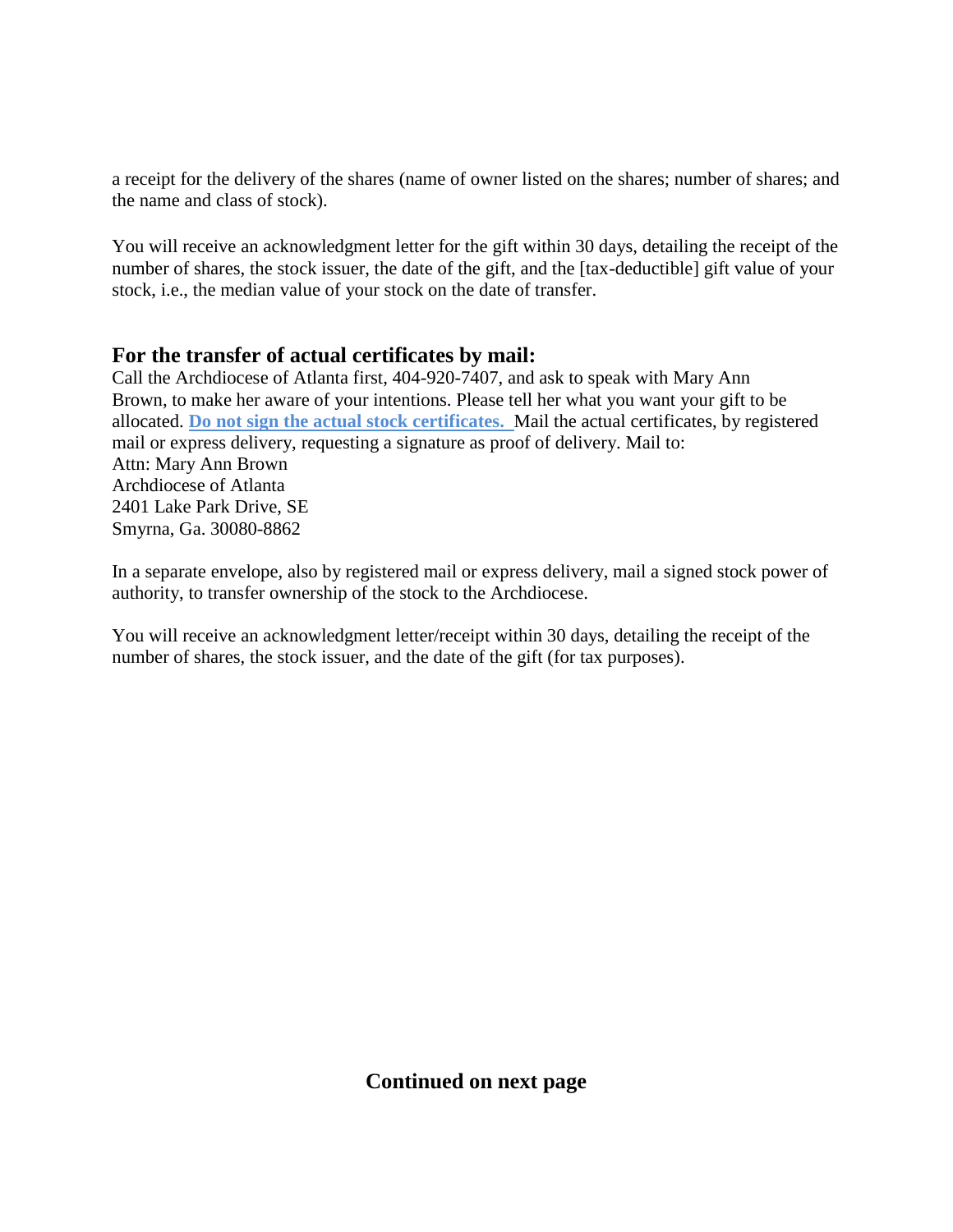a receipt for the delivery of the shares (name of owner listed on the shares; number of shares; and the name and class of stock).

You will receive an acknowledgment letter for the gift within 30 days, detailing the receipt of the number of shares, the stock issuer, the date of the gift, and the [tax-deductible] gift value of your stock, i.e., the median value of your stock on the date of transfer.

## For the transfer of actual certificates by mail:

Call the Archdiocese of Atlanta first, 404-920-7407, and ask to speak with Mary Ann Brown, to make her aware of your intentions. Please tell her what you want your gift to be allocated. **Do not sign the actual stock certificates.** Mail the actual certificates, by registered mail or express delivery, requesting a signature as proof of delivery. Mail to:
Attn: Mary Ann Brown
Archdiocese of Atlanta
2401 Lake Park Drive, SE
Smyrna, Ga. 30080-8862

In a separate envelope, also by registered mail or express delivery, mail a signed stock power of authority, to transfer ownership of the stock to the Archdiocese.

You will receive an acknowledgment letter/receipt within 30 days, detailing the receipt of the number of shares, the stock issuer, and the date of the gift (for tax purposes).

**Continued on next page**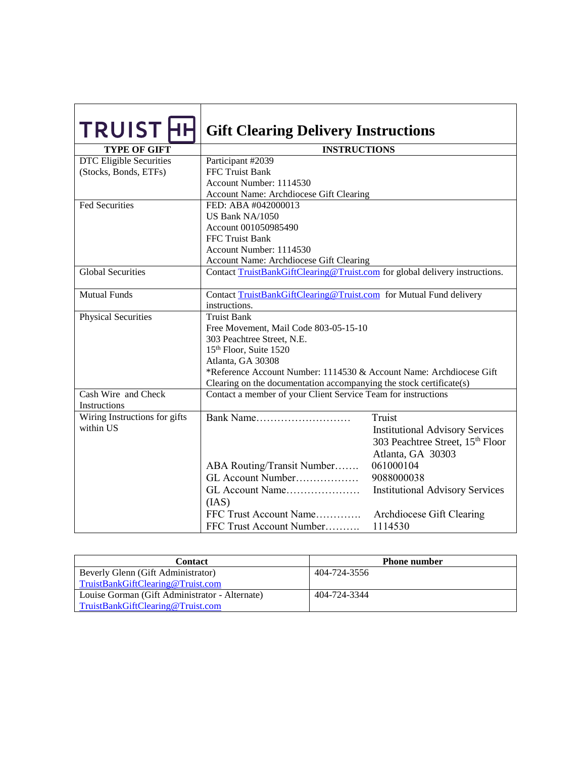# TRUIST HH Gift Clearing Delivery Instructions

| TYPE OF GIFT | INSTRUCTIONS |
|---|---|
| DTC Eligible Securities (Stocks, Bonds, ETFs) | Participant #2039<br>FFC Truist Bank<br>Account Number: 1114530<br>Account Name: Archdiocese Gift Clearing |
| Fed Securities | FED: ABA #042000013<br>US Bank NA/1050<br>Account 001050985490<br>FFC Truist Bank<br>Account Number: 1114530<br>Account Name: Archdiocese Gift Clearing |
| Global Securities | Contact [TruistBankGiftClearing@Truist.com](mailto:TruistBankGiftClearing@Truist.com) for global delivery instructions. |
| Mutual Funds | Contact [TruistBankGiftClearing@Truist.com](mailto:TruistBankGiftClearing@Truist.com) for Mutual Fund delivery instructions. |
| Physical Securities | Truist Bank<br>Free Movement, Mail Code 803-05-15-10<br>303 Peachtree Street, N.E.<br>15th Floor, Suite 1520<br>Atlanta, GA 30308<br>*Reference Account Number: 1114530 & Account Name: Archdiocese Gift Clearing on the documentation accompanying the stock certificate(s) |
| Cash Wire and Check Instructions | Contact a member of your Client Service Team for instructions |
| Wiring Instructions for gifts within US | Bank Name………………………: Truist, Institutional Advisory Services, 303 Peachtree Street, 15th Floor, Atlanta, GA 30303<br>ABA Routing/Transit Number…….: 061000104<br>GL Account Number………………: 9088000038<br>GL Account Name…………………: Institutional Advisory Services (IAS)<br>FFC Trust Account Name………….: Archdiocese Gift Clearing<br>FFC Trust Account Number……….: 1114530 |

| Contact | Phone number |
|---|---|
| Beverly Glenn (Gift Administrator)<br>[TruistBankGiftClearing@Truist.com](mailto:TruistBankGiftClearing@Truist.com) | 404-724-3556 |
| Louise Gorman (Gift Administrator - Alternate)<br>[TruistBankGiftClearing@Truist.com](mailto:TruistBankGiftClearing@Truist.com) | 404-724-3344 |